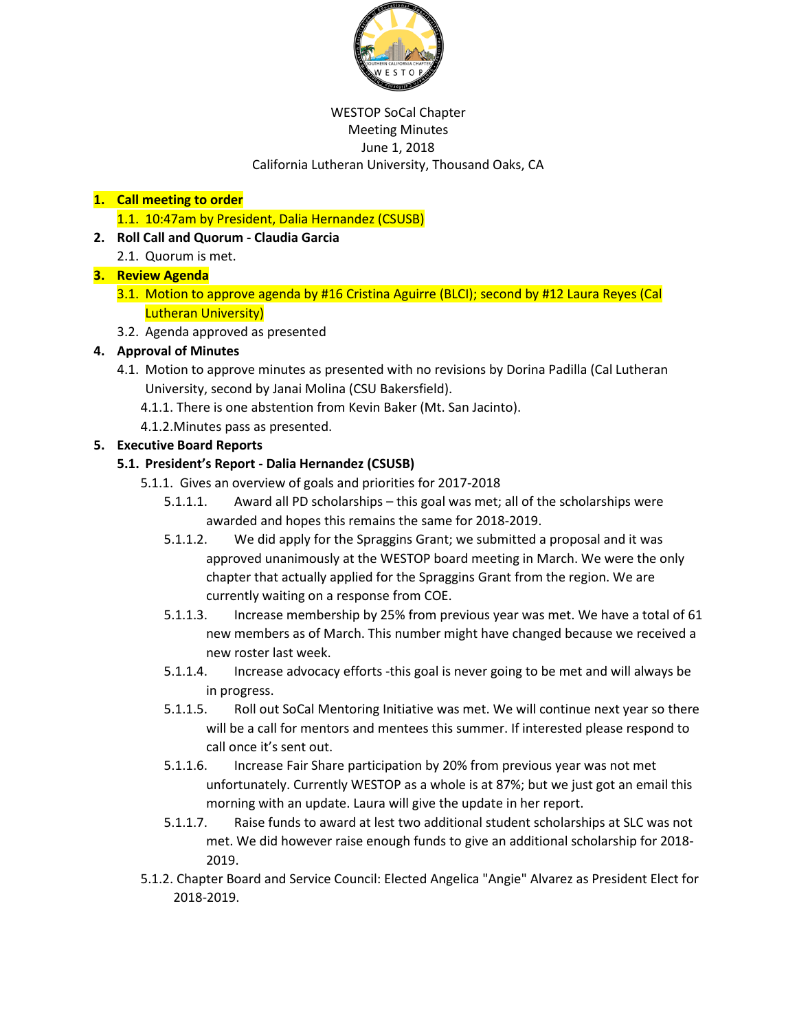WESTOP SoCal Chapter
Meeting Minutes
June 1, 2018
California Lutheran University, Thousand Oaks, CA

1. **Call meeting to order**
   1.1. 10:47am by President, Dalia Hernandez (CSUSB)
2. **Roll Call and Quorum - Claudia Garcia**
   2.1. Quorum is met.
3. **Review Agenda**
   3.1. Motion to approve agenda by #16 Cristina Aguirre (BLCI); second by #12 Laura Reyes (Cal Lutheran University)
   3.2. Agenda approved as presented
4. **Approval of Minutes**
   4.1. Motion to approve minutes as presented with no revisions by Dorina Padilla (Cal Lutheran University, second by Janai Molina (CSU Bakersfield).
      4.1.1. There is one abstention from Kevin Baker (Mt. San Jacinto).
      4.1.2. Minutes pass as presented.
5. **Executive Board Reports**
   **5.1. President's Report - Dalia Hernandez (CSUSB)**
      5.1.1. Gives an overview of goals and priorities for 2017-2018
         5.1.1.1. Award all PD scholarships – this goal was met; all of the scholarships were awarded and hopes this remains the same for 2018-2019.
         5.1.1.2. We did apply for the Spraggins Grant; we submitted a proposal and it was approved unanimously at the WESTOP board meeting in March. We were the only chapter that actually applied for the Spraggins Grant from the region. We are currently waiting on a response from COE.
         5.1.1.3. Increase membership by 25% from previous year was met. We have a total of 61 new members as of March. This number might have changed because we received a new roster last week.
         5.1.1.4. Increase advocacy efforts -this goal is never going to be met and will always be in progress.
         5.1.1.5. Roll out SoCal Mentoring Initiative was met. We will continue next year so there will be a call for mentors and mentees this summer. If interested please respond to call once it's sent out.
         5.1.1.6. Increase Fair Share participation by 20% from previous year was not met unfortunately. Currently WESTOP as a whole is at 87%; but we just got an email this morning with an update. Laura will give the update in her report.
         5.1.1.7. Raise funds to award at lest two additional student scholarships at SLC was not met. We did however raise enough funds to give an additional scholarship for 2018-2019.
      5.1.2. Chapter Board and Service Council: Elected Angelica "Angie" Alvarez as President Elect for 2018-2019.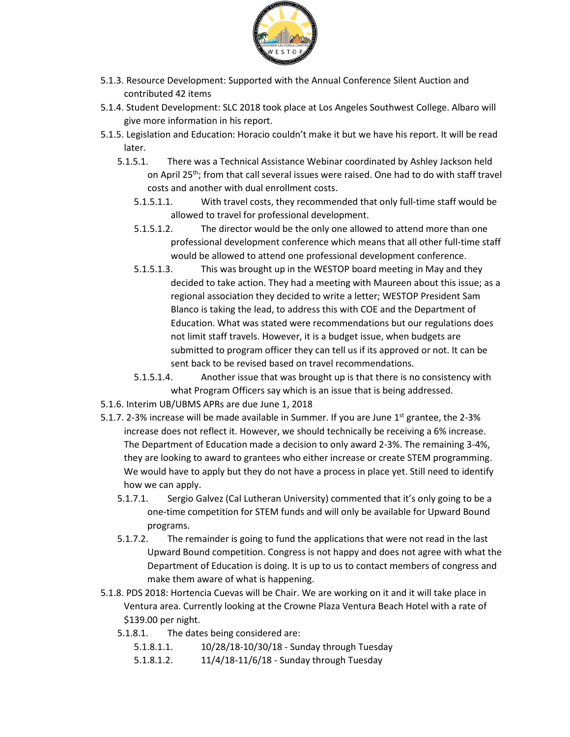- 5.1.3. Resource Development: Supported with the Annual Conference Silent Auction and contributed 42 items
- 5.1.4. Student Development: SLC 2018 took place at Los Angeles Southwest College. Albaro will give more information in his report.
- 5.1.5. Legislation and Education: Horacio couldn't make it but we have his report. It will be read later.
  - 5.1.5.1. There was a Technical Assistance Webinar coordinated by Ashley Jackson held on April 25th; from that call several issues were raised. One had to do with staff travel costs and another with dual enrollment costs.
    - 5.1.5.1.1. With travel costs, they recommended that only full-time staff would be allowed to travel for professional development.
    - 5.1.5.1.2. The director would be the only one allowed to attend more than one professional development conference which means that all other full-time staff would be allowed to attend one professional development conference.
    - 5.1.5.1.3. This was brought up in the WESTOP board meeting in May and they decided to take action. They had a meeting with Maureen about this issue; as a regional association they decided to write a letter; WESTOP President Sam Blanco is taking the lead, to address this with COE and the Department of Education. What was stated were recommendations but our regulations does not limit staff travels. However, it is a budget issue, when budgets are submitted to program officer they can tell us if its approved or not. It can be sent back to be revised based on travel recommendations.
    - 5.1.5.1.4. Another issue that was brought up is that there is no consistency with what Program Officers say which is an issue that is being addressed.
- 5.1.6. Interim UB/UBMS APRs are due June 1, 2018
- 5.1.7. 2-3% increase will be made available in Summer. If you are June 1st grantee, the 2-3% increase does not reflect it. However, we should technically be receiving a 6% increase. The Department of Education made a decision to only award 2-3%. The remaining 3-4%, they are looking to award to grantees who either increase or create STEM programming. We would have to apply but they do not have a process in place yet. Still need to identify how we can apply.
  - 5.1.7.1. Sergio Galvez (Cal Lutheran University) commented that it's only going to be a one-time competition for STEM funds and will only be available for Upward Bound programs.
  - 5.1.7.2. The remainder is going to fund the applications that were not read in the last Upward Bound competition. Congress is not happy and does not agree with what the Department of Education is doing. It is up to us to contact members of congress and make them aware of what is happening.
- 5.1.8. PDS 2018: Hortencia Cuevas will be Chair. We are working on it and it will take place in Ventura area. Currently looking at the Crowne Plaza Ventura Beach Hotel with a rate of $139.00 per night.
  - 5.1.8.1. The dates being considered are:
    - 5.1.8.1.1. 10/28/18-10/30/18 - Sunday through Tuesday
    - 5.1.8.1.2. 11/4/18-11/6/18 - Sunday through Tuesday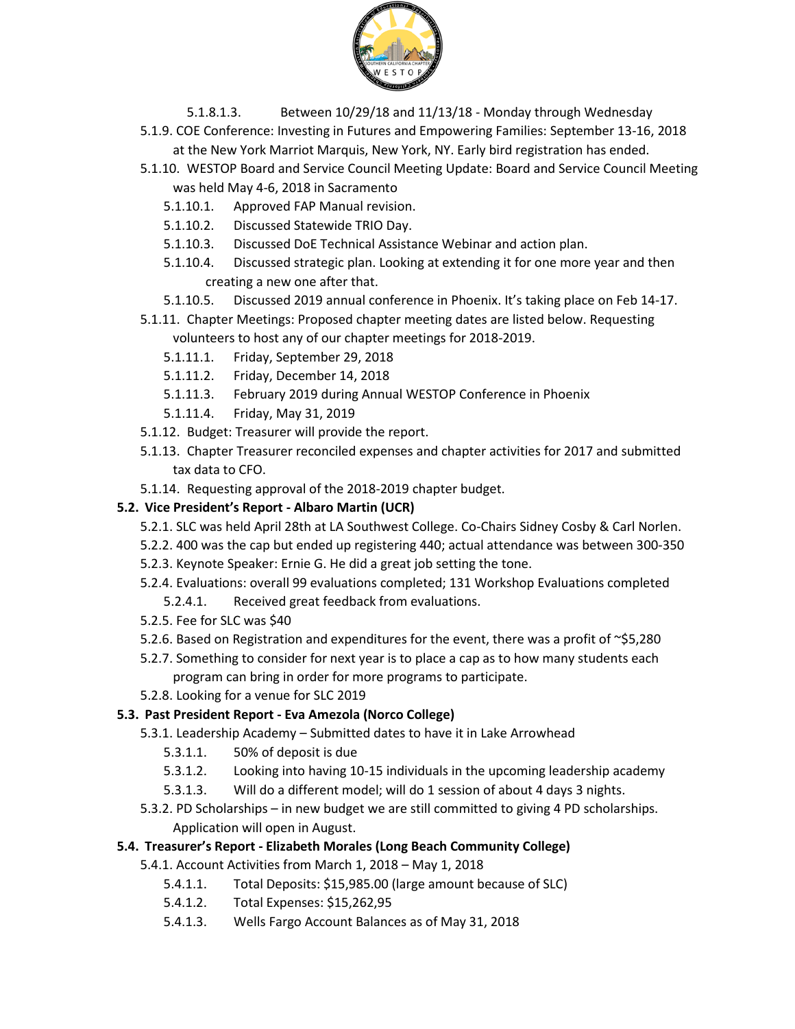5.1.8.1.3. Between 10/29/18 and 11/13/18 - Monday through Wednesday

5.1.9. COE Conference: Investing in Futures and Empowering Families: September 13-16, 2018 at the New York Marriot Marquis, New York, NY. Early bird registration has ended.

5.1.10. WESTOP Board and Service Council Meeting Update: Board and Service Council Meeting was held May 4-6, 2018 in Sacramento

5.1.10.1. Approved FAP Manual revision.

5.1.10.2. Discussed Statewide TRIO Day.

5.1.10.3. Discussed DoE Technical Assistance Webinar and action plan.

5.1.10.4. Discussed strategic plan. Looking at extending it for one more year and then creating a new one after that.

5.1.10.5. Discussed 2019 annual conference in Phoenix. It's taking place on Feb 14-17.

5.1.11. Chapter Meetings: Proposed chapter meeting dates are listed below. Requesting volunteers to host any of our chapter meetings for 2018-2019.

5.1.11.1. Friday, September 29, 2018

5.1.11.2. Friday, December 14, 2018

5.1.11.3. February 2019 during Annual WESTOP Conference in Phoenix

5.1.11.4. Friday, May 31, 2019

5.1.12. Budget: Treasurer will provide the report.

5.1.13. Chapter Treasurer reconciled expenses and chapter activities for 2017 and submitted tax data to CFO.

5.1.14. Requesting approval of the 2018-2019 chapter budget.

**5.2. Vice President's Report - Albaro Martin (UCR)**

5.2.1. SLC was held April 28th at LA Southwest College. Co-Chairs Sidney Cosby & Carl Norlen.

5.2.2. 400 was the cap but ended up registering 440; actual attendance was between 300-350

5.2.3. Keynote Speaker: Ernie G. He did a great job setting the tone.

5.2.4. Evaluations: overall 99 evaluations completed; 131 Workshop Evaluations completed

5.2.4.1. Received great feedback from evaluations.

5.2.5. Fee for SLC was $40

5.2.6. Based on Registration and expenditures for the event, there was a profit of ~$5,280

5.2.7. Something to consider for next year is to place a cap as to how many students each program can bring in order for more programs to participate.

5.2.8. Looking for a venue for SLC 2019

**5.3. Past President Report - Eva Amezola (Norco College)**

5.3.1. Leadership Academy – Submitted dates to have it in Lake Arrowhead

5.3.1.1. 50% of deposit is due

5.3.1.2. Looking into having 10-15 individuals in the upcoming leadership academy

5.3.1.3. Will do a different model; will do 1 session of about 4 days 3 nights.

5.3.2. PD Scholarships – in new budget we are still committed to giving 4 PD scholarships. Application will open in August.

**5.4. Treasurer's Report - Elizabeth Morales (Long Beach Community College)**

5.4.1. Account Activities from March 1, 2018 – May 1, 2018

5.4.1.1. Total Deposits: $15,985.00 (large amount because of SLC)

5.4.1.2. Total Expenses: $15,262,95

5.4.1.3. Wells Fargo Account Balances as of May 31, 2018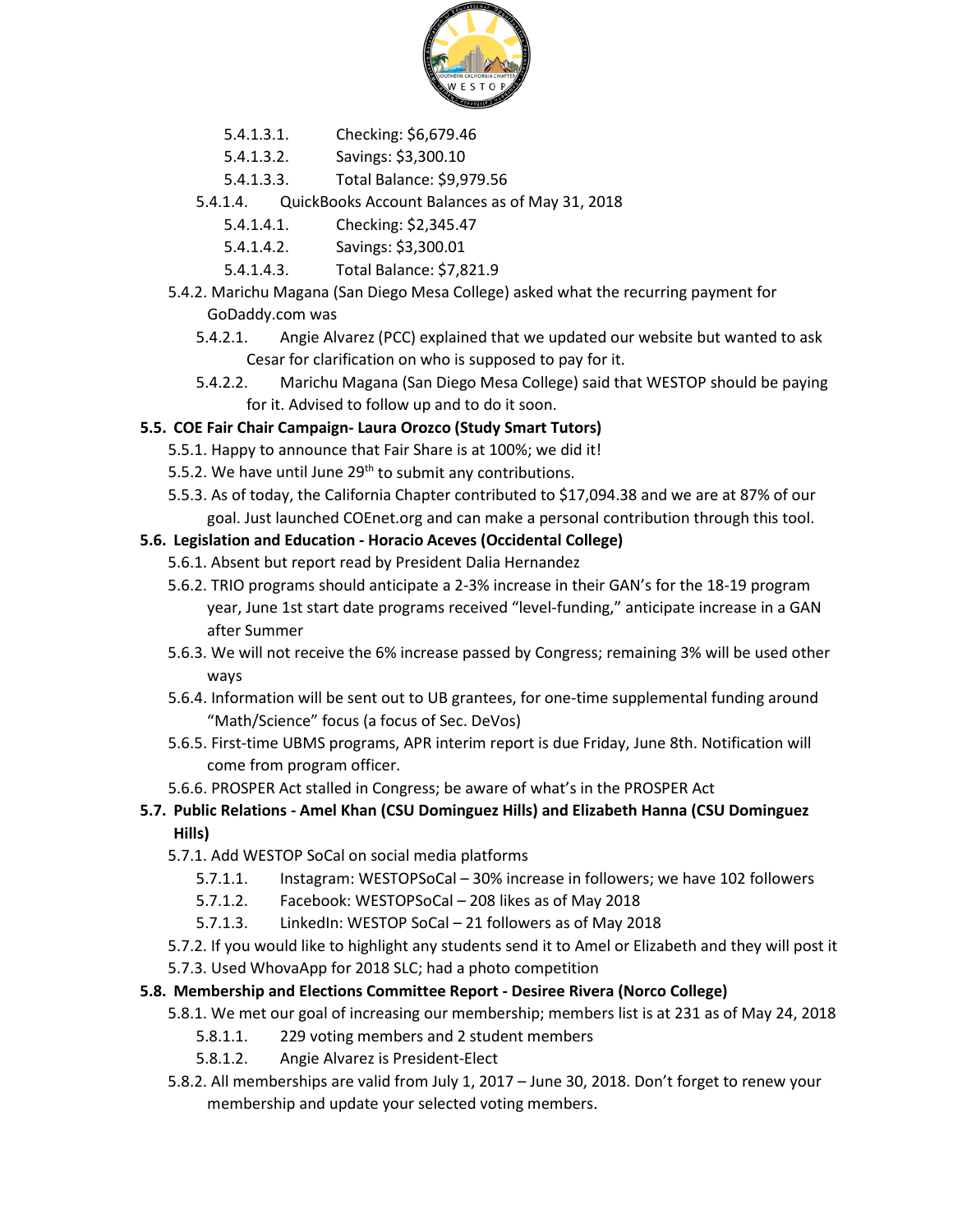- 5.4.1.3.1. Checking: $6,679.46
- 5.4.1.3.2. Savings: $3,300.10
- 5.4.1.3.3. Total Balance: $9,979.56

5.4.1.4. QuickBooks Account Balances as of May 31, 2018

- 5.4.1.4.1. Checking: $2,345.47
- 5.4.1.4.2. Savings: $3,300.01
- 5.4.1.4.3. Total Balance: $7,821.9

5.4.2. Marichu Magana (San Diego Mesa College) asked what the recurring payment for GoDaddy.com was

- 5.4.2.1. Angie Alvarez (PCC) explained that we updated our website but wanted to ask Cesar for clarification on who is supposed to pay for it.
- 5.4.2.2. Marichu Magana (San Diego Mesa College) said that WESTOP should be paying for it. Advised to follow up and to do it soon.

**5.5. COE Fair Chair Campaign- Laura Orozco (Study Smart Tutors)**

- 5.5.1. Happy to announce that Fair Share is at 100%; we did it!
- 5.5.2. We have until June 29th to submit any contributions.
- 5.5.3. As of today, the California Chapter contributed to $17,094.38 and we are at 87% of our goal. Just launched COEnet.org and can make a personal contribution through this tool.

**5.6. Legislation and Education - Horacio Aceves (Occidental College)**

- 5.6.1. Absent but report read by President Dalia Hernandez
- 5.6.2. TRIO programs should anticipate a 2-3% increase in their GAN's for the 18-19 program year, June 1st start date programs received "level-funding," anticipate increase in a GAN after Summer
- 5.6.3. We will not receive the 6% increase passed by Congress; remaining 3% will be used other ways
- 5.6.4. Information will be sent out to UB grantees, for one-time supplemental funding around "Math/Science" focus (a focus of Sec. DeVos)
- 5.6.5. First-time UBMS programs, APR interim report is due Friday, June 8th. Notification will come from program officer.
- 5.6.6. PROSPER Act stalled in Congress; be aware of what's in the PROSPER Act

**5.7. Public Relations - Amel Khan (CSU Dominguez Hills) and Elizabeth Hanna (CSU Dominguez Hills)**

5.7.1. Add WESTOP SoCal on social media platforms

- 5.7.1.1. Instagram: WESTOPSoCal – 30% increase in followers; we have 102 followers
- 5.7.1.2. Facebook: WESTOPSoCal – 208 likes as of May 2018
- 5.7.1.3. LinkedIn: WESTOP SoCal – 21 followers as of May 2018

5.7.2. If you would like to highlight any students send it to Amel or Elizabeth and they will post it

5.7.3. Used WhovaApp for 2018 SLC; had a photo competition

**5.8. Membership and Elections Committee Report - Desiree Rivera (Norco College)**

5.8.1. We met our goal of increasing our membership; members list is at 231 as of May 24, 2018

- 5.8.1.1. 229 voting members and 2 student members
- 5.8.1.2. Angie Alvarez is President-Elect

5.8.2. All memberships are valid from July 1, 2017 – June 30, 2018. Don't forget to renew your membership and update your selected voting members.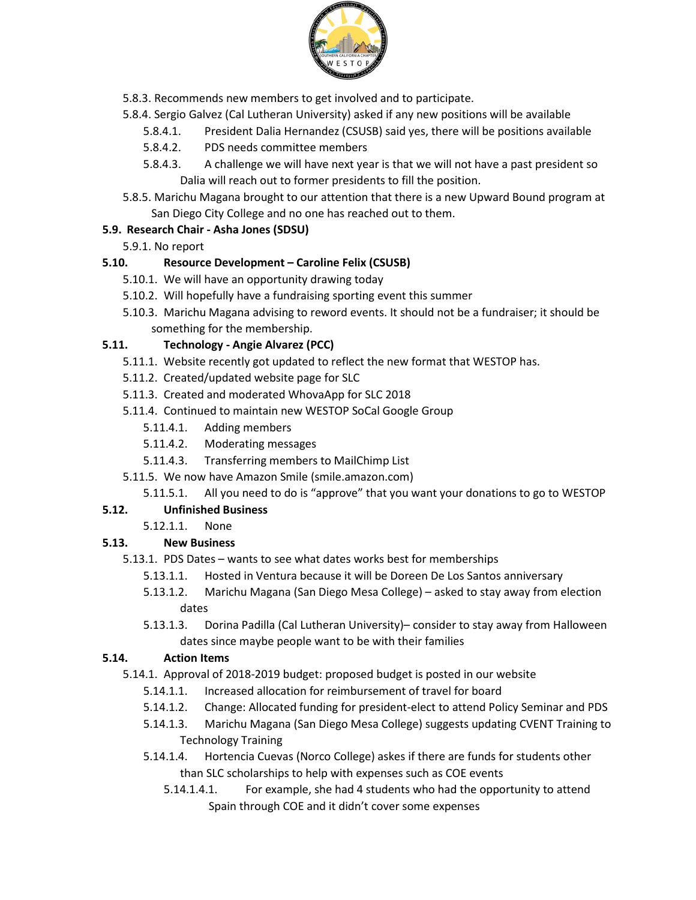- 5.8.3. Recommends new members to get involved and to participate.
- 5.8.4. Sergio Galvez (Cal Lutheran University) asked if any new positions will be available
  - 5.8.4.1. President Dalia Hernandez (CSUSB) said yes, there will be positions available
  - 5.8.4.2. PDS needs committee members
  - 5.8.4.3. A challenge we will have next year is that we will not have a past president so Dalia will reach out to former presidents to fill the position.
- 5.8.5. Marichu Magana brought to our attention that there is a new Upward Bound program at San Diego City College and no one has reached out to them.

**5.9. Research Chair - Asha Jones (SDSU)**

- 5.9.1. No report

**5.10. Resource Development – Caroline Felix (CSUSB)**

- 5.10.1. We will have an opportunity drawing today
- 5.10.2. Will hopefully have a fundraising sporting event this summer
- 5.10.3. Marichu Magana advising to reword events. It should not be a fundraiser; it should be something for the membership.

**5.11. Technology - Angie Alvarez (PCC)**

- 5.11.1. Website recently got updated to reflect the new format that WESTOP has.
- 5.11.2. Created/updated website page for SLC
- 5.11.3. Created and moderated WhovaApp for SLC 2018
- 5.11.4. Continued to maintain new WESTOP SoCal Google Group
  - 5.11.4.1. Adding members
  - 5.11.4.2. Moderating messages
  - 5.11.4.3. Transferring members to MailChimp List
- 5.11.5. We now have Amazon Smile (smile.amazon.com)
  - 5.11.5.1. All you need to do is "approve" that you want your donations to go to WESTOP

**5.12. Unfinished Business**

- 5.12.1.1. None

**5.13. New Business**

- 5.13.1. PDS Dates – wants to see what dates works best for memberships
  - 5.13.1.1. Hosted in Ventura because it will be Doreen De Los Santos anniversary
  - 5.13.1.2. Marichu Magana (San Diego Mesa College) – asked to stay away from election dates
  - 5.13.1.3. Dorina Padilla (Cal Lutheran University)– consider to stay away from Halloween dates since maybe people want to be with their families

**5.14. Action Items**

- 5.14.1. Approval of 2018-2019 budget: proposed budget is posted in our website
  - 5.14.1.1. Increased allocation for reimbursement of travel for board
  - 5.14.1.2. Change: Allocated funding for president-elect to attend Policy Seminar and PDS
  - 5.14.1.3. Marichu Magana (San Diego Mesa College) suggests updating CVENT Training to Technology Training
  - 5.14.1.4. Hortencia Cuevas (Norco College) askes if there are funds for students other than SLC scholarships to help with expenses such as COE events
    - 5.14.1.4.1. For example, she had 4 students who had the opportunity to attend Spain through COE and it didn't cover some expenses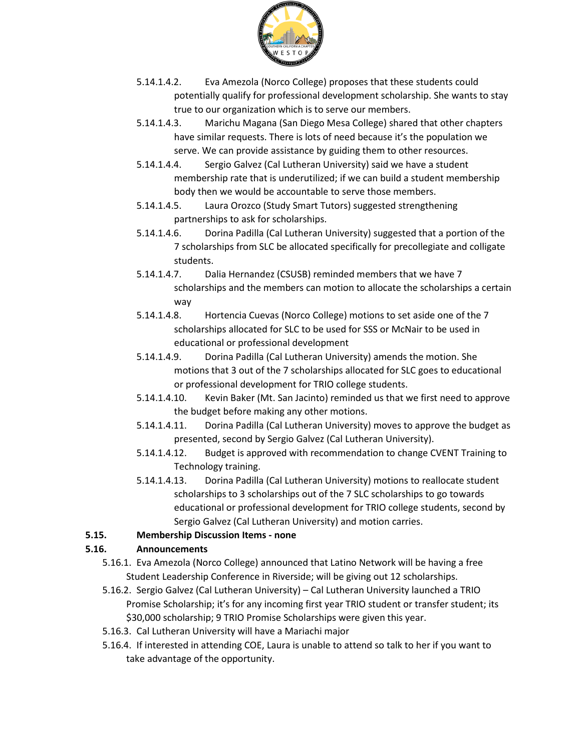- 5.14.1.4.2. Eva Amezola (Norco College) proposes that these students could potentially qualify for professional development scholarship. She wants to stay true to our organization which is to serve our members.
- 5.14.1.4.3. Marichu Magana (San Diego Mesa College) shared that other chapters have similar requests. There is lots of need because it's the population we serve. We can provide assistance by guiding them to other resources.
- 5.14.1.4.4. Sergio Galvez (Cal Lutheran University) said we have a student membership rate that is underutilized; if we can build a student membership body then we would be accountable to serve those members.
- 5.14.1.4.5. Laura Orozco (Study Smart Tutors) suggested strengthening partnerships to ask for scholarships.
- 5.14.1.4.6. Dorina Padilla (Cal Lutheran University) suggested that a portion of the 7 scholarships from SLC be allocated specifically for precollegiate and colligate students.
- 5.14.1.4.7. Dalia Hernandez (CSUSB) reminded members that we have 7 scholarships and the members can motion to allocate the scholarships a certain way
- 5.14.1.4.8. Hortencia Cuevas (Norco College) motions to set aside one of the 7 scholarships allocated for SLC to be used for SSS or McNair to be used in educational or professional development
- 5.14.1.4.9. Dorina Padilla (Cal Lutheran University) amends the motion. She motions that 3 out of the 7 scholarships allocated for SLC goes to educational or professional development for TRIO college students.
- 5.14.1.4.10. Kevin Baker (Mt. San Jacinto) reminded us that we first need to approve the budget before making any other motions.
- 5.14.1.4.11. Dorina Padilla (Cal Lutheran University) moves to approve the budget as presented, second by Sergio Galvez (Cal Lutheran University).
- 5.14.1.4.12. Budget is approved with recommendation to change CVENT Training to Technology training.
- 5.14.1.4.13. Dorina Padilla (Cal Lutheran University) motions to reallocate student scholarships to 3 scholarships out of the 7 SLC scholarships to go towards educational or professional development for TRIO college students, second by Sergio Galvez (Cal Lutheran University) and motion carries.

**5.15. Membership Discussion Items - none**

**5.16. Announcements**

- 5.16.1. Eva Amezola (Norco College) announced that Latino Network will be having a free Student Leadership Conference in Riverside; will be giving out 12 scholarships.
- 5.16.2. Sergio Galvez (Cal Lutheran University) – Cal Lutheran University launched a TRIO Promise Scholarship; it's for any incoming first year TRIO student or transfer student; its $30,000 scholarship; 9 TRIO Promise Scholarships were given this year.
- 5.16.3. Cal Lutheran University will have a Mariachi major
- 5.16.4. If interested in attending COE, Laura is unable to attend so talk to her if you want to take advantage of the opportunity.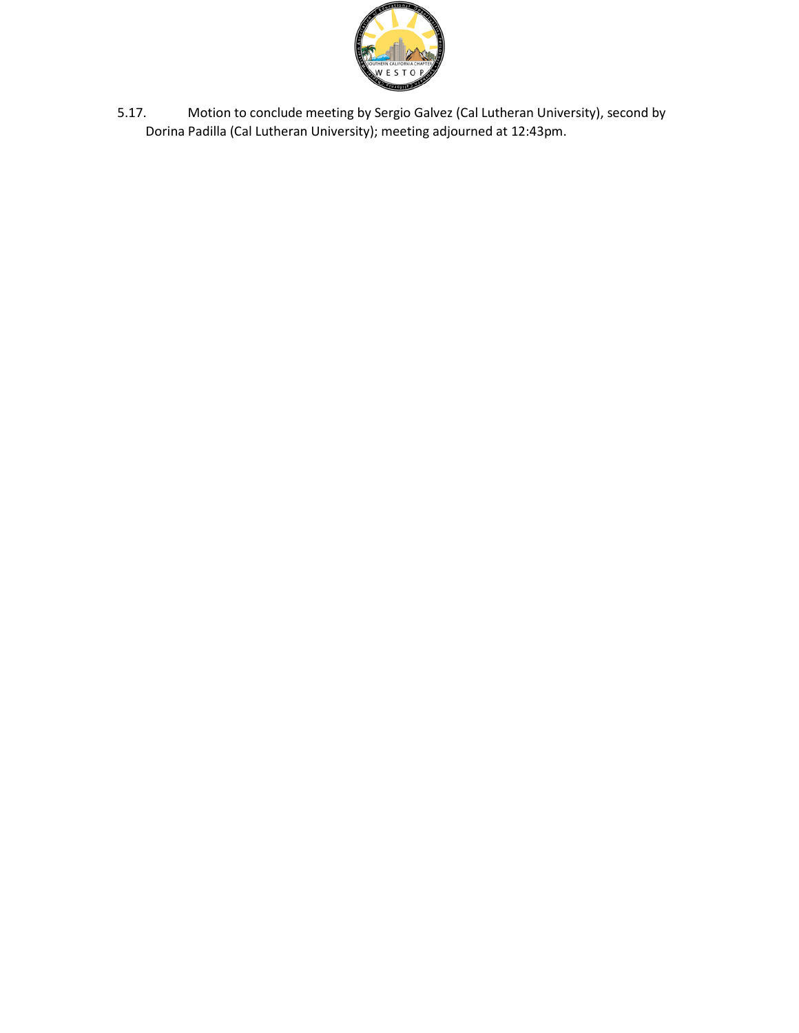5.17. Motion to conclude meeting by Sergio Galvez (Cal Lutheran University), second by Dorina Padilla (Cal Lutheran University); meeting adjourned at 12:43pm.